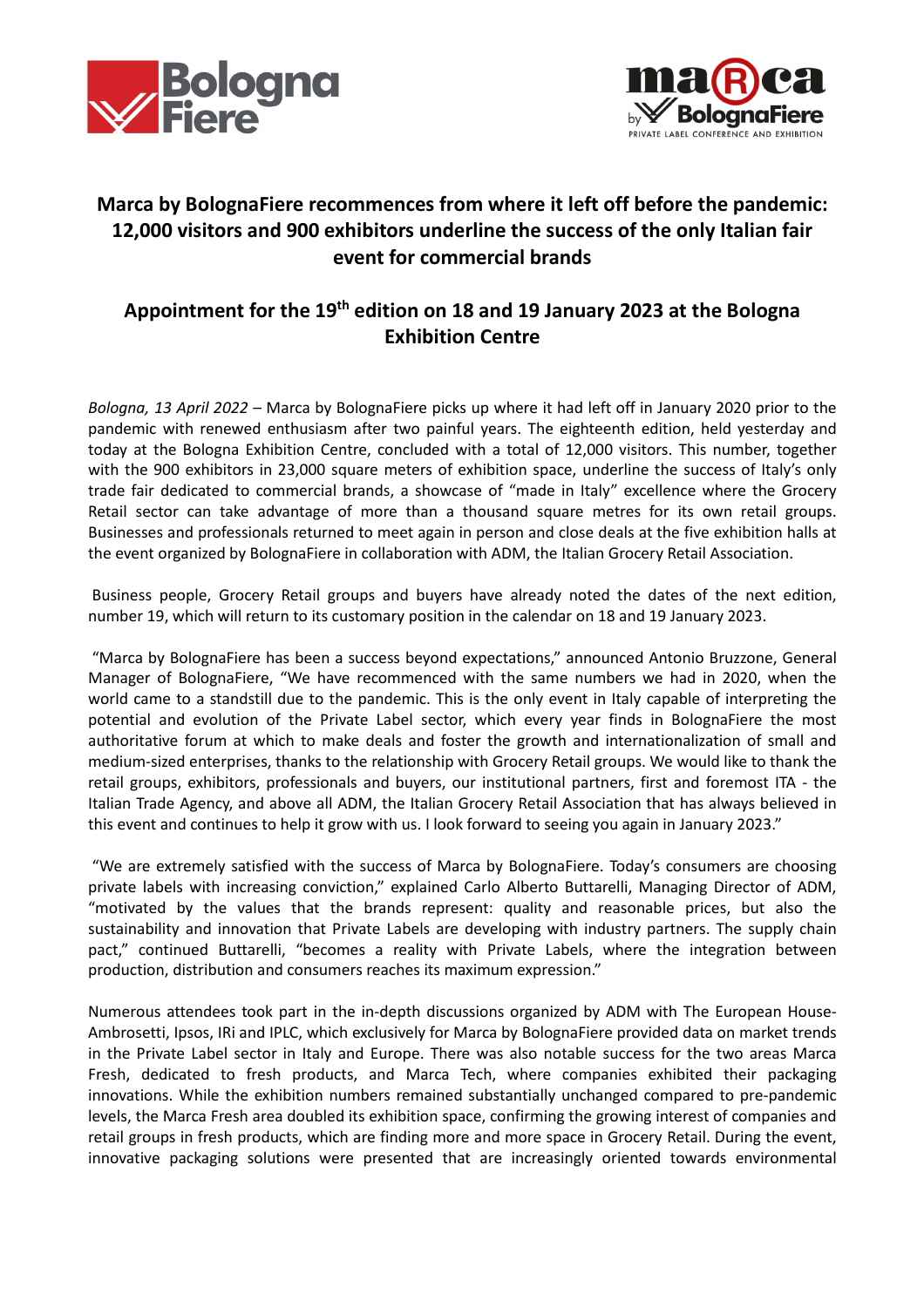# Marca by BolognaFiere recommences from where it left off before the pandemic: 12,000 visitors and 900 exhibitors underline the success of the only Italian fair event for commercial brands

## Appointment for the 19th edition on 18 and 19 January 2023 at the Bologna Exhibition Centre

*Bologna, 13 April 2022* – Marca by BolognaFiere picks up where it had left off in January 2020 prior to the pandemic with renewed enthusiasm after two painful years. The eighteenth edition, held yesterday and today at the Bologna Exhibition Centre, concluded with a total of 12,000 visitors. This number, together with the 900 exhibitors in 23,000 square meters of exhibition space, underline the success of Italy's only trade fair dedicated to commercial brands, a showcase of "made in Italy" excellence where the Grocery Retail sector can take advantage of more than a thousand square metres for its own retail groups. Businesses and professionals returned to meet again in person and close deals at the five exhibition halls at the event organized by BolognaFiere in collaboration with ADM, the Italian Grocery Retail Association.

Business people, Grocery Retail groups and buyers have already noted the dates of the next edition, number 19, which will return to its customary position in the calendar on 18 and 19 January 2023.

"Marca by BolognaFiere has been a success beyond expectations," announced Antonio Bruzzone, General Manager of BolognaFiere, "We have recommenced with the same numbers we had in 2020, when the world came to a standstill due to the pandemic. This is the only event in Italy capable of interpreting the potential and evolution of the Private Label sector, which every year finds in BolognaFiere the most authoritative forum at which to make deals and foster the growth and internationalization of small and medium-sized enterprises, thanks to the relationship with Grocery Retail groups. We would like to thank the retail groups, exhibitors, professionals and buyers, our institutional partners, first and foremost ITA - the Italian Trade Agency, and above all ADM, the Italian Grocery Retail Association that has always believed in this event and continues to help it grow with us. I look forward to seeing you again in January 2023."

"We are extremely satisfied with the success of Marca by BolognaFiere. Today's consumers are choosing private labels with increasing conviction," explained Carlo Alberto Buttarelli, Managing Director of ADM, "motivated by the values that the brands represent: quality and reasonable prices, but also the sustainability and innovation that Private Labels are developing with industry partners. The supply chain pact," continued Buttarelli, "becomes a reality with Private Labels, where the integration between production, distribution and consumers reaches its maximum expression."

Numerous attendees took part in the in-depth discussions organized by ADM with The European House-Ambrosetti, Ipsos, IRi and IPLC, which exclusively for Marca by BolognaFiere provided data on market trends in the Private Label sector in Italy and Europe. There was also notable success for the two areas Marca Fresh, dedicated to fresh products, and Marca Tech, where companies exhibited their packaging innovations. While the exhibition numbers remained substantially unchanged compared to pre-pandemic levels, the Marca Fresh area doubled its exhibition space, confirming the growing interest of companies and retail groups in fresh products, which are finding more and more space in Grocery Retail. During the event, innovative packaging solutions were presented that are increasingly oriented towards environmental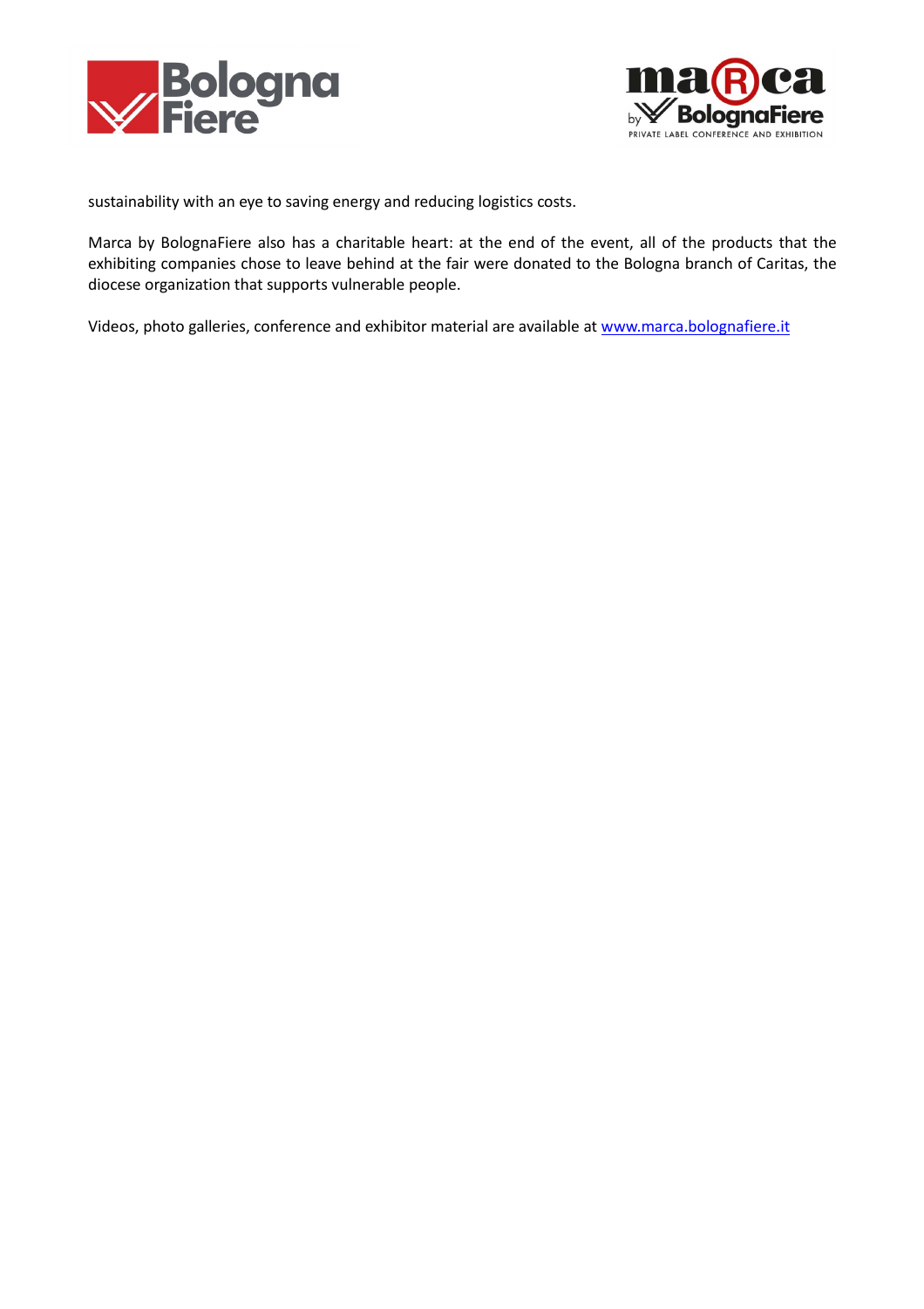sustainability with an eye to saving energy and reducing logistics costs.

Marca by BolognaFiere also has a charitable heart: at the end of the event, all of the products that the exhibiting companies chose to leave behind at the fair were donated to the Bologna branch of Caritas, the diocese organization that supports vulnerable people.

Videos, photo galleries, conference and exhibitor material are available at www.marca.bolognafiere.it